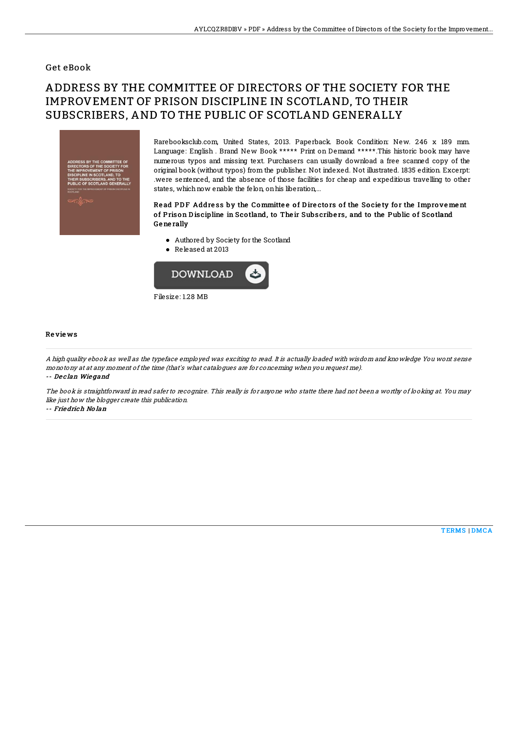## Get eBook

# ADDRESS BY THE COMMITTEE OF DIRECTORS OF THE SOCIETY FOR THE IMPROVEMENT OF PRISON DISCIPLINE IN SCOTLAND, TO THEIR SUBSCRIBERS, AND TO THE PUBLIC OF SCOTLAND GENERALLY

Rarebooksclub.com, United States, 2013. Paperback. Book Condition: New. 246 x 189 mm. Language: English . Brand New Book ***** Print on Demand *****.This historic book may have numerous typos and missing text. Purchasers can usually download a free scanned copy of the original book (without typos) from the publisher. Not indexed. Not illustrated. 1835 edition. Excerpt: .were sentenced, and the absence of those facilities for cheap and expeditious travelling to other states, which now enable the felon, on his liberation,...

**Read PDF Address by the Committee of Directors of the Society for the Improvement of Prison Discipline in Scotland, to Their Subscribers, and to the Public of Scotland Generally**

- Authored by Society for the Scotland
- Released at 2013

DOWNLOAD

Filesize: 1.28 MB

### Reviews

*A high quality ebook as well as the typeface employed was exciting to read. It is actually loaded with wisdom and knowledge You wont sense monotony at at any moment of the time (that's what catalogues are for concerning when you request me).*

*-- **Declan Wiegand***

*The book is straightforward in read safer to recognize. This really is for anyone who statte there had not been a worthy of looking at. You may like just how the blogger create this publication.*

*-- **Friedrich Nolan***

TERMS | DMCA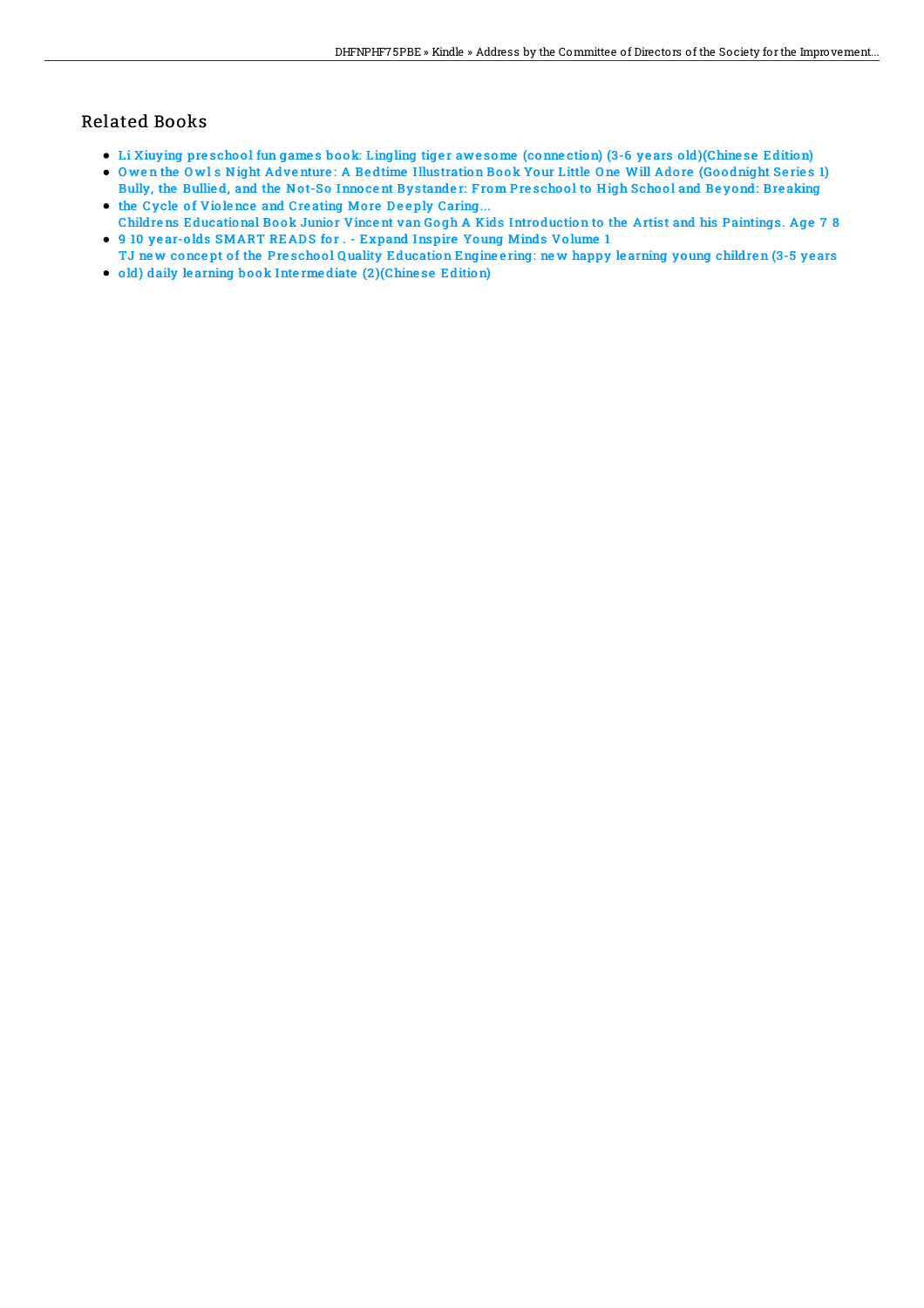## Related Books

- Li Xiuying preschool fun games book: Lingling tiger awesome (connection) (3-6 years old)(Chinese Edition)
- Owen the Owl s Night Adventure: A Bedtime Illustration Book Your Little One Will Adore (Goodnight Series 1)
- Bully, the Bullied, and the Not-So Innocent Bystander: From Preschool to High School and Beyond: Breaking the Cycle of Violence and Creating More Deeply Caring...
- Childrens Educational Book Junior Vincent van Gogh A Kids Introduction to the Artist and his Paintings. Age 7 8 9 10 year-olds SMART READS for . - Expand Inspire Young Minds Volume 1
- TJ new concept of the Preschool Quality Education Engineering: new happy learning young children (3-5 years old) daily learning book Intermediate (2)(Chinese Edition)